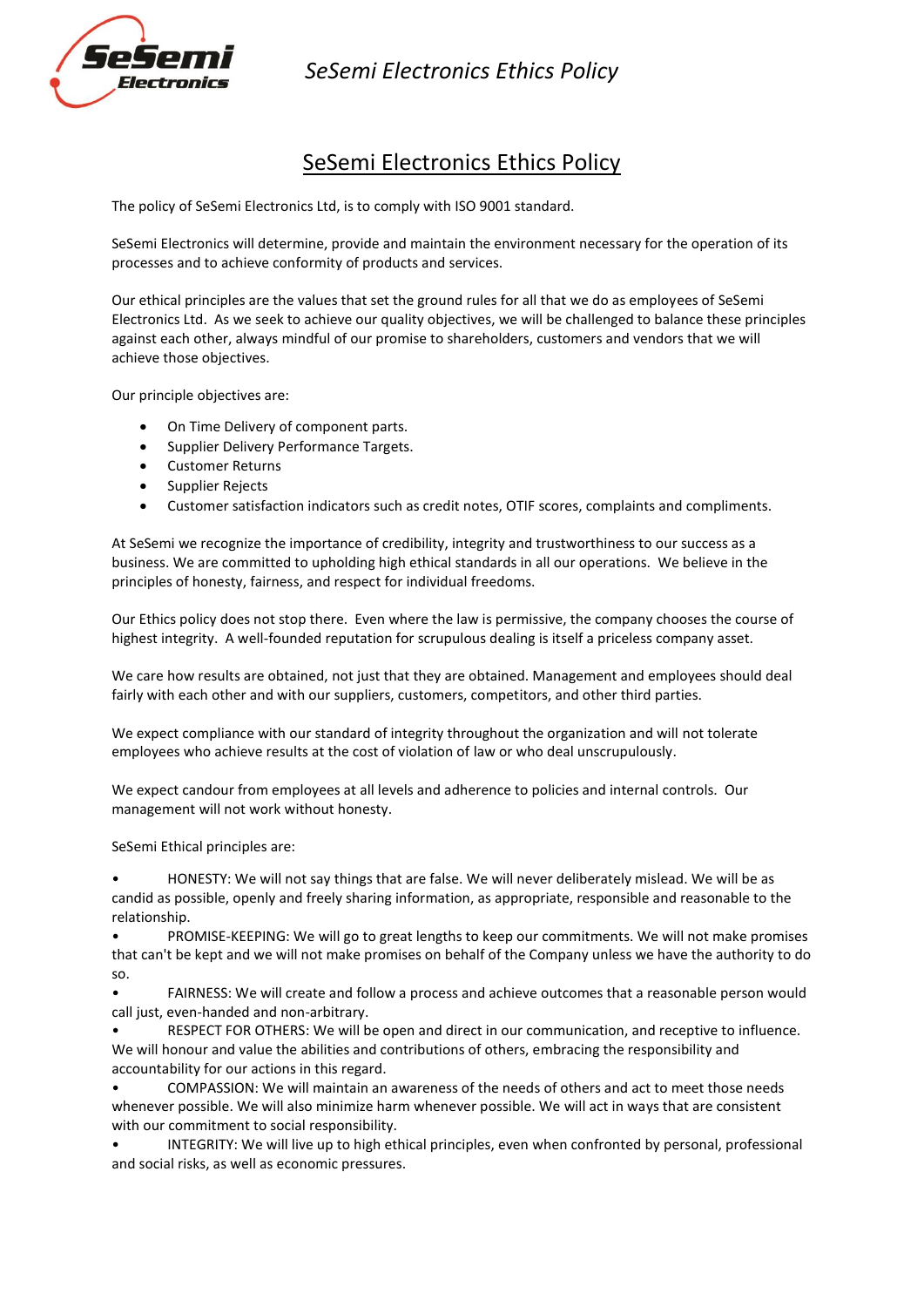# SeSemi Electronics Ethics Policy

The policy of SeSemi Electronics Ltd, is to comply with ISO 9001 standard.

SeSemi Electronics will determine, provide and maintain the environment necessary for the operation of its processes and to achieve conformity of products and services.

Our ethical principles are the values that set the ground rules for all that we do as employees of SeSemi Electronics Ltd. As we seek to achieve our quality objectives, we will be challenged to balance these principles against each other, always mindful of our promise to shareholders, customers and vendors that we will achieve those objectives.

Our principle objectives are:

- On Time Delivery of component parts.
- Supplier Delivery Performance Targets.
- Customer Returns
- Supplier Rejects
- Customer satisfaction indicators such as credit notes, OTIF scores, complaints and compliments.

At SeSemi we recognize the importance of credibility, integrity and trustworthiness to our success as a business. We are committed to upholding high ethical standards in all our operations. We believe in the principles of honesty, fairness, and respect for individual freedoms.

Our Ethics policy does not stop there. Even where the law is permissive, the company chooses the course of highest integrity. A well-founded reputation for scrupulous dealing is itself a priceless company asset.

We care how results are obtained, not just that they are obtained. Management and employees should deal fairly with each other and with our suppliers, customers, competitors, and other third parties.

We expect compliance with our standard of integrity throughout the organization and will not tolerate employees who achieve results at the cost of violation of law or who deal unscrupulously.

We expect candour from employees at all levels and adherence to policies and internal controls. Our management will not work without honesty.

SeSemi Ethical principles are:

- HONESTY: We will not say things that are false. We will never deliberately mislead. We will be as candid as possible, openly and freely sharing information, as appropriate, responsible and reasonable to the relationship.
- PROMISE-KEEPING: We will go to great lengths to keep our commitments. We will not make promises that can't be kept and we will not make promises on behalf of the Company unless we have the authority to do so.
- FAIRNESS: We will create and follow a process and achieve outcomes that a reasonable person would call just, even-handed and non-arbitrary.
- RESPECT FOR OTHERS: We will be open and direct in our communication, and receptive to influence. We will honour and value the abilities and contributions of others, embracing the responsibility and accountability for our actions in this regard.
- COMPASSION: We will maintain an awareness of the needs of others and act to meet those needs whenever possible. We will also minimize harm whenever possible. We will act in ways that are consistent with our commitment to social responsibility.
- INTEGRITY: We will live up to high ethical principles, even when confronted by personal, professional and social risks, as well as economic pressures.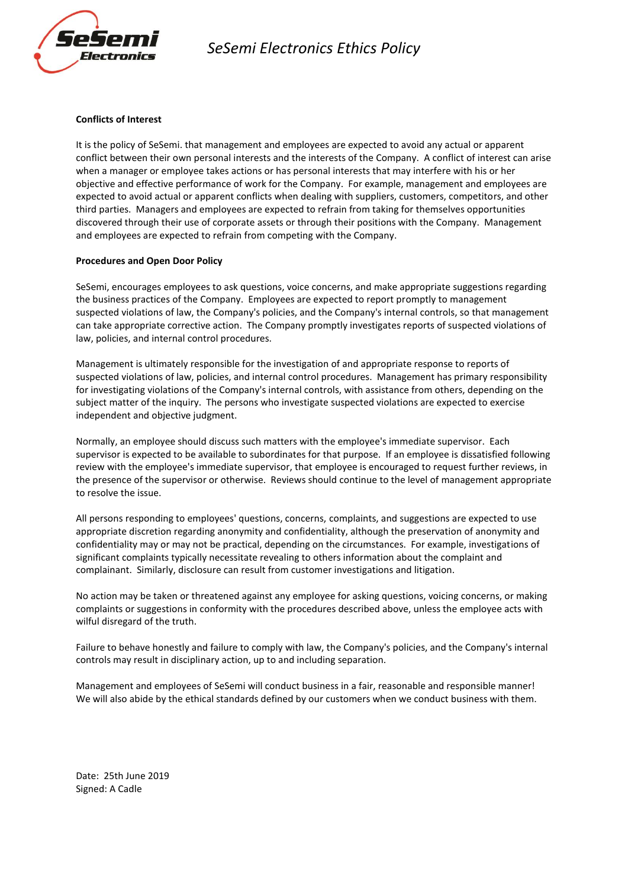## Conflicts of Interest

It is the policy of SeSemi. that management and employees are expected to avoid any actual or apparent conflict between their own personal interests and the interests of the Company. A conflict of interest can arise when a manager or employee takes actions or has personal interests that may interfere with his or her objective and effective performance of work for the Company. For example, management and employees are expected to avoid actual or apparent conflicts when dealing with suppliers, customers, competitors, and other third parties. Managers and employees are expected to refrain from taking for themselves opportunities discovered through their use of corporate assets or through their positions with the Company. Management and employees are expected to refrain from competing with the Company.

## Procedures and Open Door Policy

SeSemi, encourages employees to ask questions, voice concerns, and make appropriate suggestions regarding the business practices of the Company. Employees are expected to report promptly to management suspected violations of law, the Company's policies, and the Company's internal controls, so that management can take appropriate corrective action. The Company promptly investigates reports of suspected violations of law, policies, and internal control procedures.

Management is ultimately responsible for the investigation of and appropriate response to reports of suspected violations of law, policies, and internal control procedures. Management has primary responsibility for investigating violations of the Company's internal controls, with assistance from others, depending on the subject matter of the inquiry. The persons who investigate suspected violations are expected to exercise independent and objective judgment.

Normally, an employee should discuss such matters with the employee's immediate supervisor. Each supervisor is expected to be available to subordinates for that purpose. If an employee is dissatisfied following review with the employee's immediate supervisor, that employee is encouraged to request further reviews, in the presence of the supervisor or otherwise. Reviews should continue to the level of management appropriate to resolve the issue.

All persons responding to employees' questions, concerns, complaints, and suggestions are expected to use appropriate discretion regarding anonymity and confidentiality, although the preservation of anonymity and confidentiality may or may not be practical, depending on the circumstances. For example, investigations of significant complaints typically necessitate revealing to others information about the complaint and complainant. Similarly, disclosure can result from customer investigations and litigation.

No action may be taken or threatened against any employee for asking questions, voicing concerns, or making complaints or suggestions in conformity with the procedures described above, unless the employee acts with wilful disregard of the truth.

Failure to behave honestly and failure to comply with law, the Company's policies, and the Company's internal controls may result in disciplinary action, up to and including separation.

Management and employees of SeSemi will conduct business in a fair, reasonable and responsible manner! We will also abide by the ethical standards defined by our customers when we conduct business with them.

Date: 25th June 2019
Signed: A Cadle